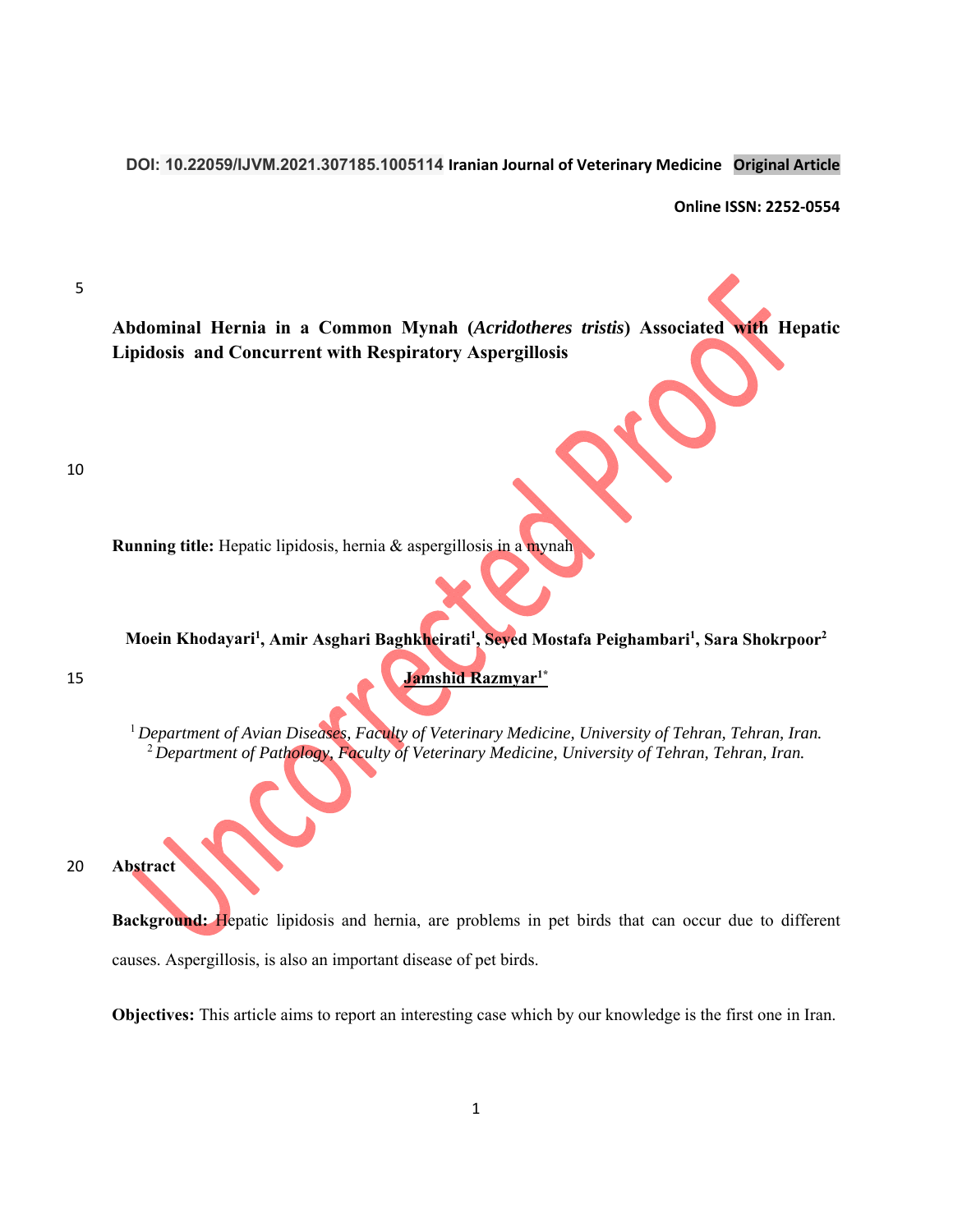DOI: 10.22059/IJVM.2021.307185.1005114 Iranian Journal of Veterinary Medicine **Original Article**

**Online ISSN: 2252-0554**

# Abdominal Hernia in a Common Mynah (*Acridotheres tristis*) Associated with Hepatic Lipidosis and Concurrent with Respiratory Aspergillosis

**Running title:** Hepatic lipidosis, hernia & aspergillosis in a mynah

**Moein Khodayari[1], Amir Asghari Baghkheirati[1], Seyed Mostafa Peighambari[1], Sara Shokrpoor[2]**

**Jamshid Razmyar[1*]**

[1] *Department of Avian Diseases, Faculty of Veterinary Medicine, University of Tehran, Tehran, Iran.*
[2] *Department of Pathology, Faculty of Veterinary Medicine, University of Tehran, Tehran, Iran.*

## Abstract

**Background:** Hepatic lipidosis and hernia, are problems in pet birds that can occur due to different causes. Aspergillosis, is also an important disease of pet birds.

**Objectives:** This article aims to report an interesting case which by our knowledge is the first one in Iran.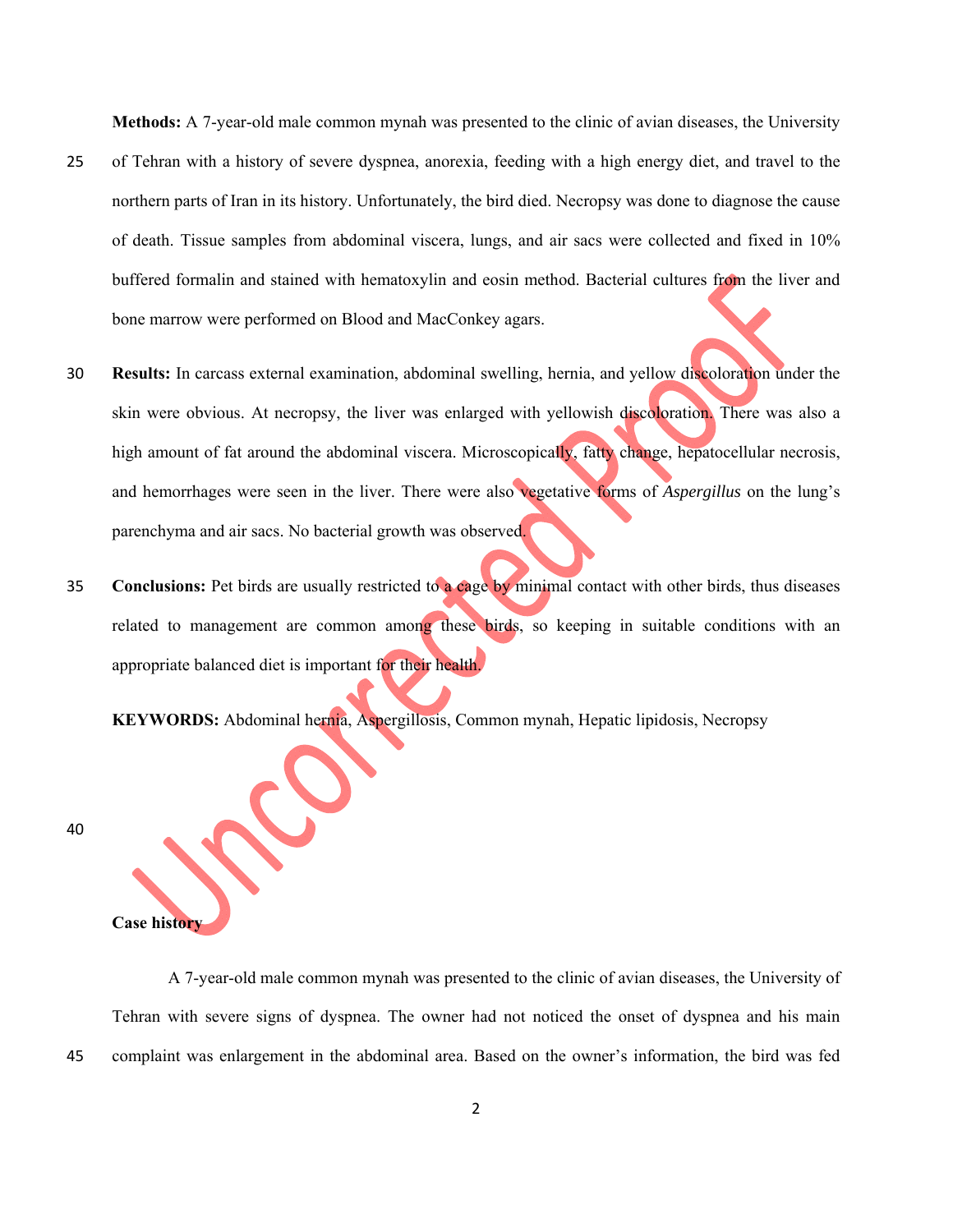**Methods:** A 7-year-old male common mynah was presented to the clinic of avian diseases, the University of Tehran with a history of severe dyspnea, anorexia, feeding with a high energy diet, and travel to the northern parts of Iran in its history. Unfortunately, the bird died. Necropsy was done to diagnose the cause of death. Tissue samples from abdominal viscera, lungs, and air sacs were collected and fixed in 10% buffered formalin and stained with hematoxylin and eosin method. Bacterial cultures from the liver and bone marrow were performed on Blood and MacConkey agars.

**Results:** In carcass external examination, abdominal swelling, hernia, and yellow discoloration under the skin were obvious. At necropsy, the liver was enlarged with yellowish discoloration. There was also a high amount of fat around the abdominal viscera. Microscopically, fatty change, hepatocellular necrosis, and hemorrhages were seen in the liver. There were also vegetative forms of *Aspergillus* on the lung's parenchyma and air sacs. No bacterial growth was observed.

**Conclusions:** Pet birds are usually restricted to a cage by minimal contact with other birds, thus diseases related to management are common among these birds, so keeping in suitable conditions with an appropriate balanced diet is important for their health.

**KEYWORDS:** Abdominal hernia, Aspergillosis, Common mynah, Hepatic lipidosis, Necropsy

**Case history**

A 7-year-old male common mynah was presented to the clinic of avian diseases, the University of Tehran with severe signs of dyspnea. The owner had not noticed the onset of dyspnea and his main complaint was enlargement in the abdominal area. Based on the owner's information, the bird was fed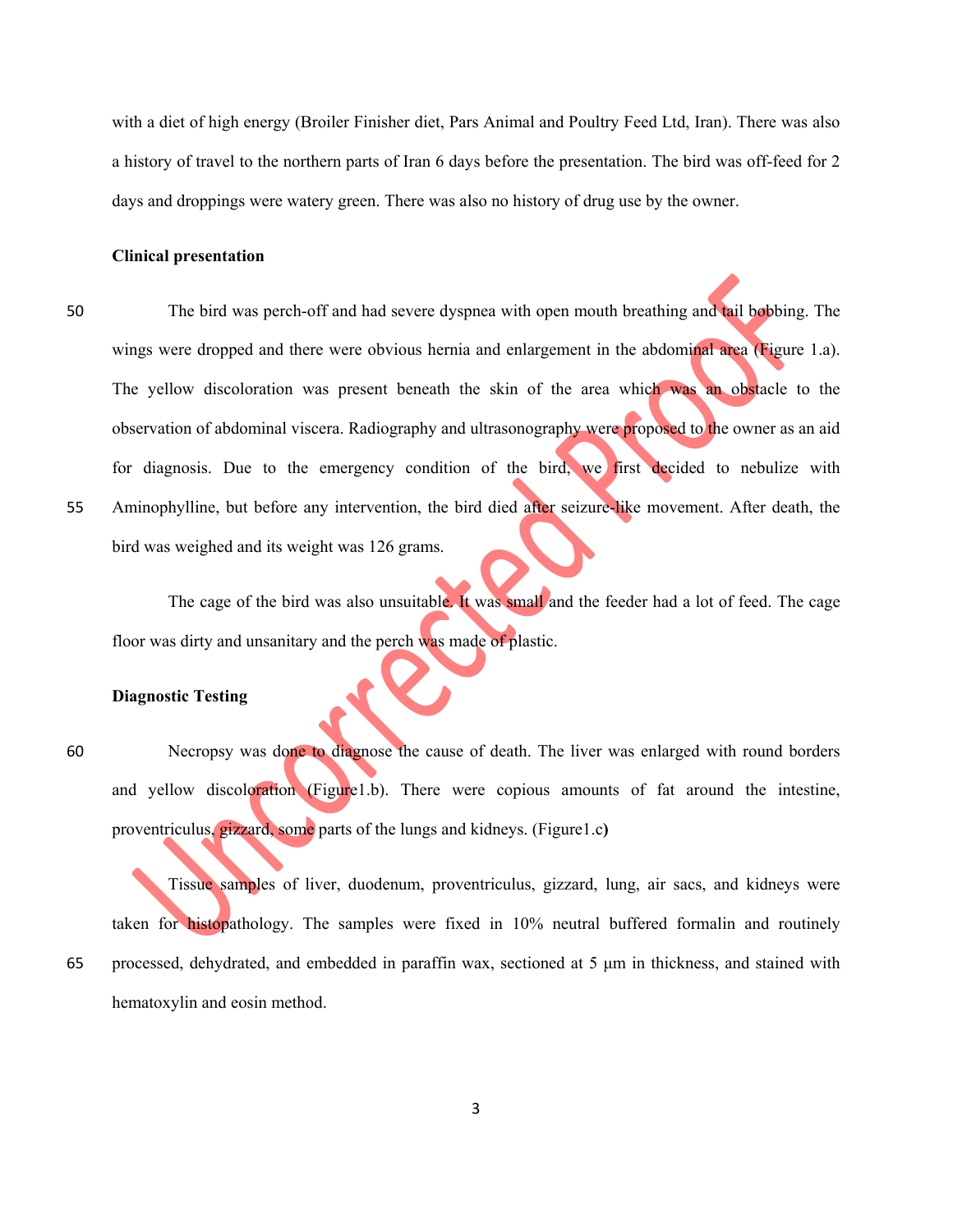with a diet of high energy (Broiler Finisher diet, Pars Animal and Poultry Feed Ltd, Iran). There was also a history of travel to the northern parts of Iran 6 days before the presentation. The bird was off-feed for 2 days and droppings were watery green. There was also no history of drug use by the owner.

**Clinical presentation**

The bird was perch-off and had severe dyspnea with open mouth breathing and tail bobbing. The wings were dropped and there were obvious hernia and enlargement in the abdominal area (Figure 1.a). The yellow discoloration was present beneath the skin of the area which was an obstacle to the observation of abdominal viscera. Radiography and ultrasonography were proposed to the owner as an aid for diagnosis. Due to the emergency condition of the bird, we first decided to nebulize with Aminophylline, but before any intervention, the bird died after seizure-like movement. After death, the bird was weighed and its weight was 126 grams.

The cage of the bird was also unsuitable. It was small and the feeder had a lot of feed. The cage floor was dirty and unsanitary and the perch was made of plastic.

**Diagnostic Testing**

Necropsy was done to diagnose the cause of death. The liver was enlarged with round borders and yellow discoloration (Figure1.b). There were copious amounts of fat around the intestine, proventriculus, gizzard, some parts of the lungs and kidneys. (Figure1.c**)**

Tissue samples of liver, duodenum, proventriculus, gizzard, lung, air sacs, and kidneys were taken for histopathology. The samples were fixed in 10% neutral buffered formalin and routinely processed, dehydrated, and embedded in paraffin wax, sectioned at 5 μm in thickness, and stained with hematoxylin and eosin method.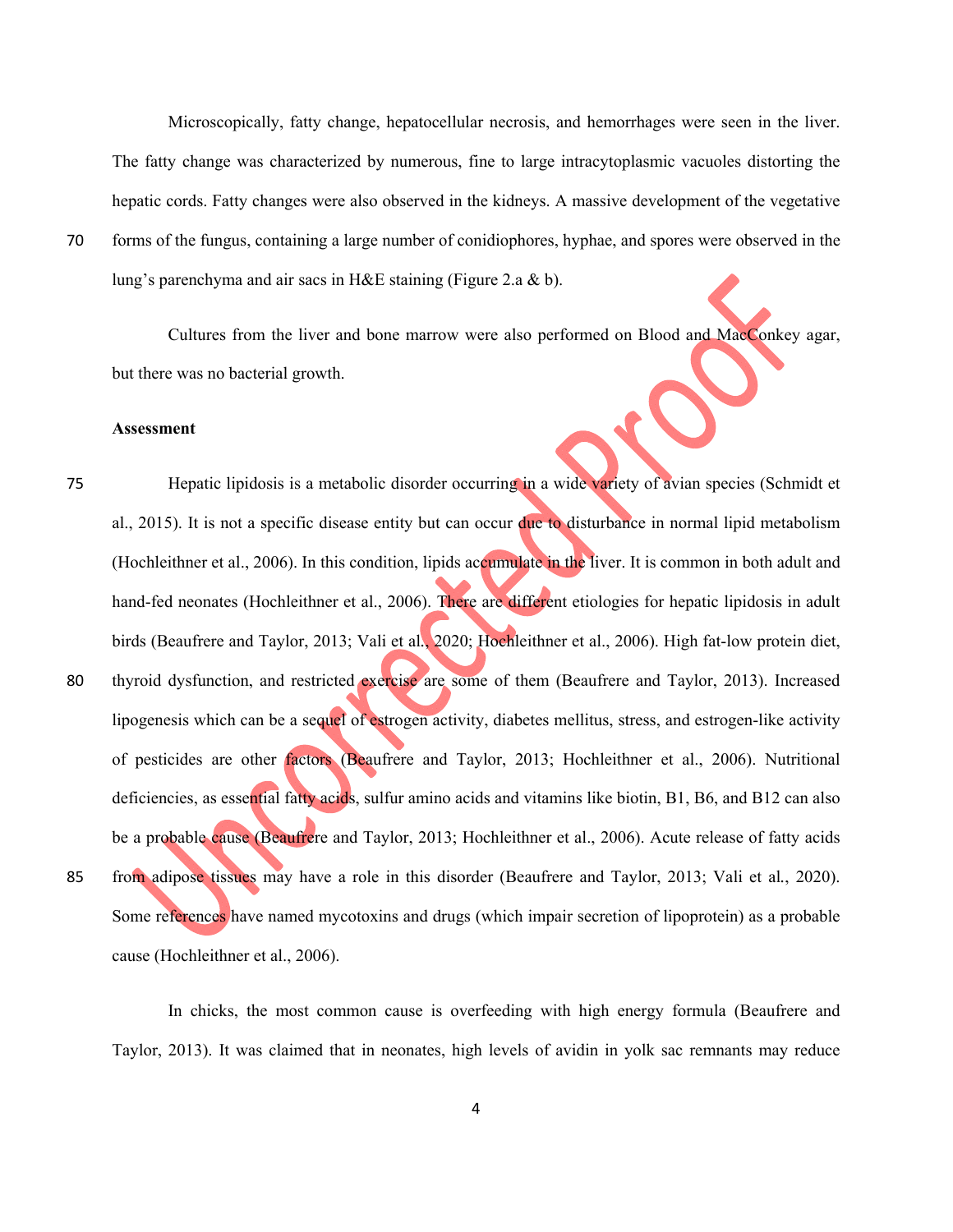Microscopically, fatty change, hepatocellular necrosis, and hemorrhages were seen in the liver. The fatty change was characterized by numerous, fine to large intracytoplasmic vacuoles distorting the hepatic cords. Fatty changes were also observed in the kidneys. A massive development of the vegetative forms of the fungus, containing a large number of conidiophores, hyphae, and spores were observed in the lung's parenchyma and air sacs in H&E staining (Figure 2.a & b).

Cultures from the liver and bone marrow were also performed on Blood and MacConkey agar, but there was no bacterial growth.

**Assessment**

Hepatic lipidosis is a metabolic disorder occurring in a wide variety of avian species (Schmidt et al., 2015). It is not a specific disease entity but can occur due to disturbance in normal lipid metabolism (Hochleithner et al., 2006). In this condition, lipids accumulate in the liver. It is common in both adult and hand-fed neonates (Hochleithner et al., 2006). There are different etiologies for hepatic lipidosis in adult birds (Beaufrere and Taylor, 2013; Vali et al., 2020; Hochleithner et al., 2006). High fat-low protein diet, thyroid dysfunction, and restricted exercise are some of them (Beaufrere and Taylor, 2013). Increased lipogenesis which can be a sequel of estrogen activity, diabetes mellitus, stress, and estrogen-like activity of pesticides are other factors (Beaufrere and Taylor, 2013; Hochleithner et al., 2006). Nutritional deficiencies, as essential fatty acids, sulfur amino acids and vitamins like biotin, B1, B6, and B12 can also be a probable cause (Beaufrere and Taylor, 2013; Hochleithner et al., 2006). Acute release of fatty acids from adipose tissues may have a role in this disorder (Beaufrere and Taylor, 2013; Vali et al., 2020). Some references have named mycotoxins and drugs (which impair secretion of lipoprotein) as a probable cause (Hochleithner et al., 2006).

In chicks, the most common cause is overfeeding with high energy formula (Beaufrere and Taylor, 2013). It was claimed that in neonates, high levels of avidin in yolk sac remnants may reduce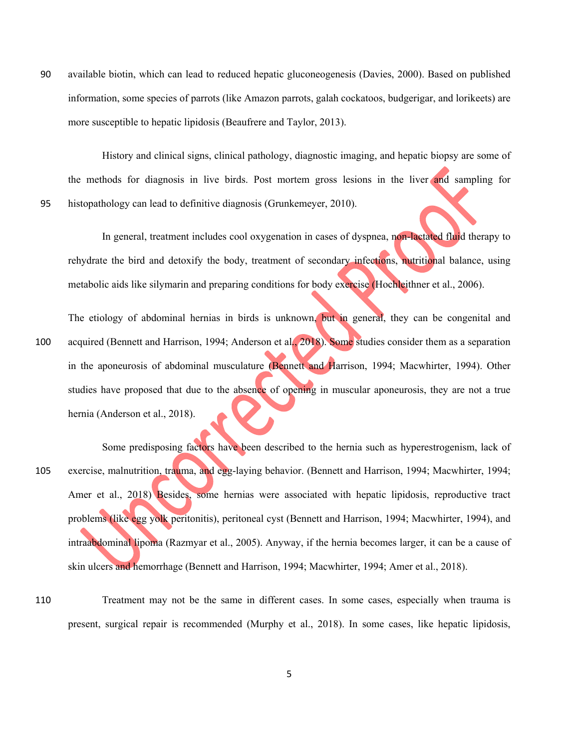available biotin, which can lead to reduced hepatic gluconeogenesis (Davies, 2000). Based on published information, some species of parrots (like Amazon parrots, galah cockatoos, budgerigar, and lorikeets) are more susceptible to hepatic lipidosis (Beaufrere and Taylor, 2013).

History and clinical signs, clinical pathology, diagnostic imaging, and hepatic biopsy are some of the methods for diagnosis in live birds. Post mortem gross lesions in the liver and sampling for histopathology can lead to definitive diagnosis (Grunkemeyer, 2010).

In general, treatment includes cool oxygenation in cases of dyspnea, non-lactated fluid therapy to rehydrate the bird and detoxify the body, treatment of secondary infections, nutritional balance, using metabolic aids like silymarin and preparing conditions for body exercise (Hochleithner et al., 2006).

The etiology of abdominal hernias in birds is unknown, but in general, they can be congenital and acquired (Bennett and Harrison, 1994; Anderson et al., 2018). Some studies consider them as a separation in the aponeurosis of abdominal musculature (Bennett and Harrison, 1994; Macwhirter, 1994). Other studies have proposed that due to the absence of opening in muscular aponeurosis, they are not a true hernia (Anderson et al., 2018).

Some predisposing factors have been described to the hernia such as hyperestrogenism, lack of exercise, malnutrition, trauma, and egg-laying behavior. (Bennett and Harrison, 1994; Macwhirter, 1994; Amer et al., 2018) Besides, some hernias were associated with hepatic lipidosis, reproductive tract problems (like egg yolk peritonitis), peritoneal cyst (Bennett and Harrison, 1994; Macwhirter, 1994), and intraabdominal lipoma (Razmyar et al., 2005). Anyway, if the hernia becomes larger, it can be a cause of skin ulcers and hemorrhage (Bennett and Harrison, 1994; Macwhirter, 1994; Amer et al., 2018).

Treatment may not be the same in different cases. In some cases, especially when trauma is present, surgical repair is recommended (Murphy et al., 2018). In some cases, like hepatic lipidosis,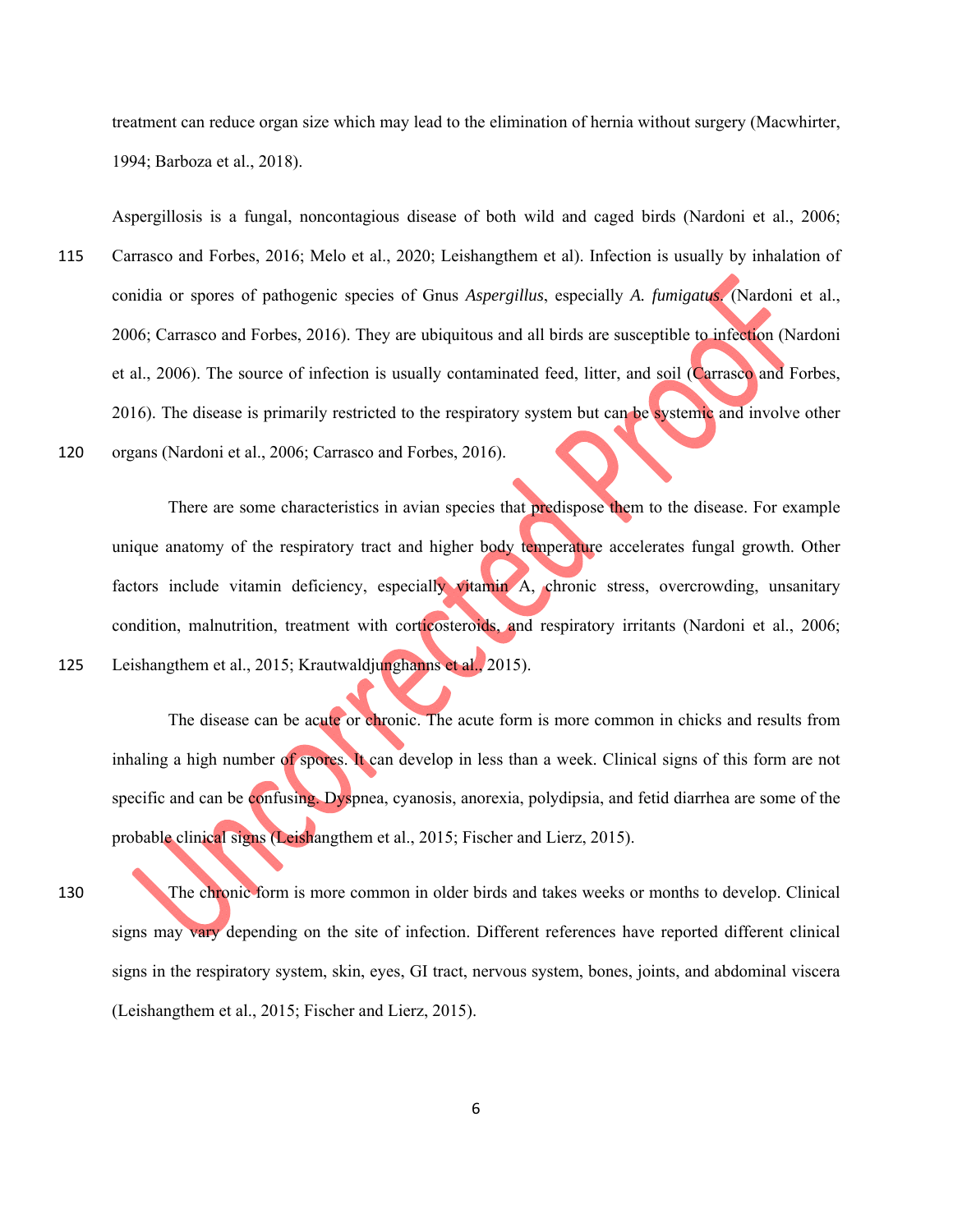treatment can reduce organ size which may lead to the elimination of hernia without surgery (Macwhirter, 1994; Barboza et al., 2018).

Aspergillosis is a fungal, noncontagious disease of both wild and caged birds (Nardoni et al., 2006; Carrasco and Forbes, 2016; Melo et al., 2020; Leishangthem et al). Infection is usually by inhalation of conidia or spores of pathogenic species of Gnus *Aspergillus*, especially *A. fumigatus*. (Nardoni et al., 2006; Carrasco and Forbes, 2016). They are ubiquitous and all birds are susceptible to infection (Nardoni et al., 2006). The source of infection is usually contaminated feed, litter, and soil (Carrasco and Forbes, 2016). The disease is primarily restricted to the respiratory system but can be systemic and involve other organs (Nardoni et al., 2006; Carrasco and Forbes, 2016).

There are some characteristics in avian species that predispose them to the disease. For example unique anatomy of the respiratory tract and higher body temperature accelerates fungal growth. Other factors include vitamin deficiency, especially vitamin A, chronic stress, overcrowding, unsanitary condition, malnutrition, treatment with corticosteroids, and respiratory irritants (Nardoni et al., 2006; Leishangthem et al., 2015; Krautwaldjunghanns et al., 2015).

The disease can be acute or chronic. The acute form is more common in chicks and results from inhaling a high number of spores. It can develop in less than a week. Clinical signs of this form are not specific and can be confusing. Dyspnea, cyanosis, anorexia, polydipsia, and fetid diarrhea are some of the probable clinical signs (Leishangthem et al., 2015; Fischer and Lierz, 2015).

The chronic form is more common in older birds and takes weeks or months to develop. Clinical signs may vary depending on the site of infection. Different references have reported different clinical signs in the respiratory system, skin, eyes, GI tract, nervous system, bones, joints, and abdominal viscera (Leishangthem et al., 2015; Fischer and Lierz, 2015).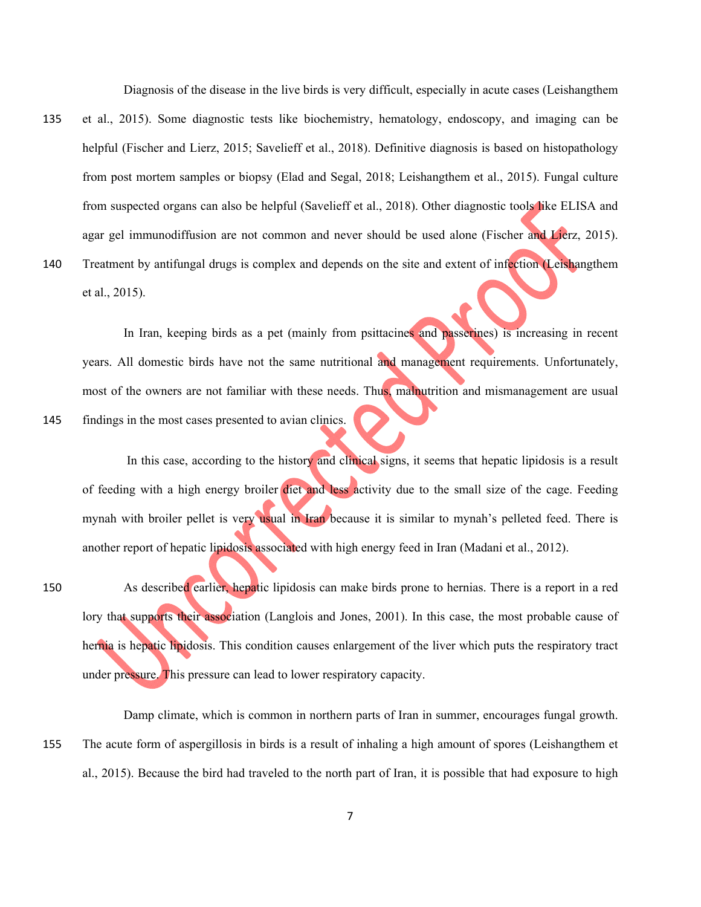Diagnosis of the disease in the live birds is very difficult, especially in acute cases (Leishangthem et al., 2015). Some diagnostic tests like biochemistry, hematology, endoscopy, and imaging can be helpful (Fischer and Lierz, 2015; Savelieff et al., 2018). Definitive diagnosis is based on histopathology from post mortem samples or biopsy (Elad and Segal, 2018; Leishangthem et al., 2015). Fungal culture from suspected organs can also be helpful (Savelieff et al., 2018). Other diagnostic tools like ELISA and agar gel immunodiffusion are not common and never should be used alone (Fischer and Lierz, 2015). Treatment by antifungal drugs is complex and depends on the site and extent of infection (Leishangthem et al., 2015).

In Iran, keeping birds as a pet (mainly from psittacines and passerines) is increasing in recent years. All domestic birds have not the same nutritional and management requirements. Unfortunately, most of the owners are not familiar with these needs. Thus, malnutrition and mismanagement are usual findings in the most cases presented to avian clinics.

In this case, according to the history and clinical signs, it seems that hepatic lipidosis is a result of feeding with a high energy broiler diet and less activity due to the small size of the cage. Feeding mynah with broiler pellet is very usual in Iran because it is similar to mynah's pelleted feed. There is another report of hepatic lipidosis associated with high energy feed in Iran (Madani et al., 2012).

As described earlier, hepatic lipidosis can make birds prone to hernias. There is a report in a red lory that supports their association (Langlois and Jones, 2001). In this case, the most probable cause of hernia is hepatic lipidosis. This condition causes enlargement of the liver which puts the respiratory tract under pressure. This pressure can lead to lower respiratory capacity.

Damp climate, which is common in northern parts of Iran in summer, encourages fungal growth. The acute form of aspergillosis in birds is a result of inhaling a high amount of spores (Leishangthem et al., 2015). Because the bird had traveled to the north part of Iran, it is possible that had exposure to high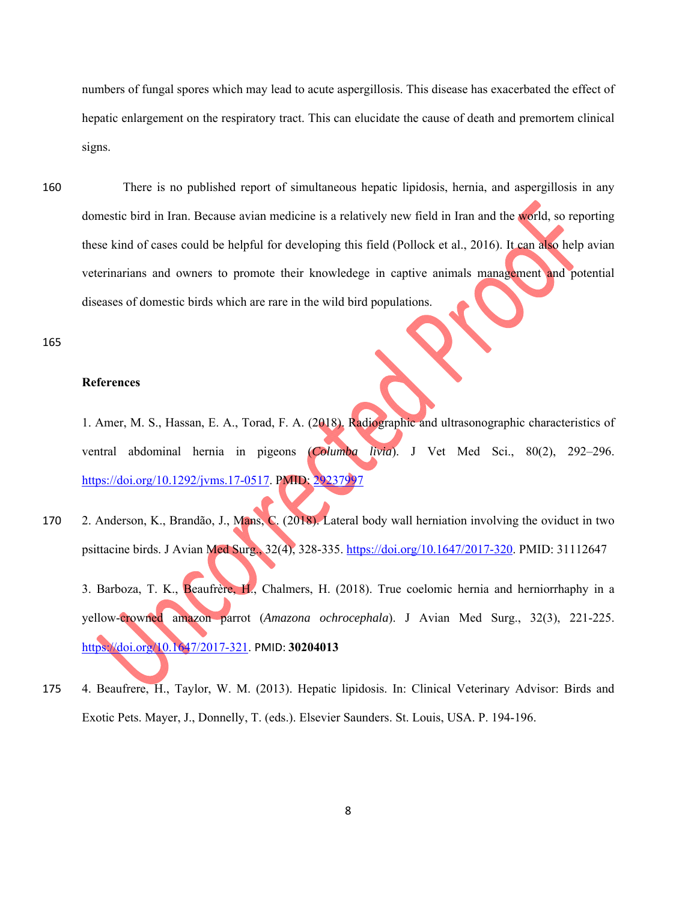numbers of fungal spores which may lead to acute aspergillosis. This disease has exacerbated the effect of hepatic enlargement on the respiratory tract. This can elucidate the cause of death and premortem clinical signs.

There is no published report of simultaneous hepatic lipidosis, hernia, and aspergillosis in any domestic bird in Iran. Because avian medicine is a relatively new field in Iran and the world, so reporting these kind of cases could be helpful for developing this field (Pollock et al., 2016). It can also help avian veterinarians and owners to promote their knowledege in captive animals management and potential diseases of domestic birds which are rare in the wild bird populations.

## References

1. Amer, M. S., Hassan, E. A., Torad, F. A. (2018). Radiographic and ultrasonographic characteristics of ventral abdominal hernia in pigeons (*Columba livia*). J Vet Med Sci., 80(2), 292–296. https://doi.org/10.1292/jvms.17-0517. PMID: 29237997

2. Anderson, K., Brandão, J., Mans, C. (2018). Lateral body wall herniation involving the oviduct in two psittacine birds. J Avian Med Surg., 32(4), 328-335. https://doi.org/10.1647/2017-320. PMID: 31112647

3. Barboza, T. K., Beaufrère, H., Chalmers, H. (2018). True coelomic hernia and herniorrhaphy in a yellow-crowned amazon parrot (*Amazona ochrocephala*). J Avian Med Surg., 32(3), 221-225. https://doi.org/10.1647/2017-321. PMID: **30204013**

4. Beaufrere, H., Taylor, W. M. (2013). Hepatic lipidosis. In: Clinical Veterinary Advisor: Birds and Exotic Pets. Mayer, J., Donnelly, T. (eds.). Elsevier Saunders. St. Louis, USA. P. 194-196.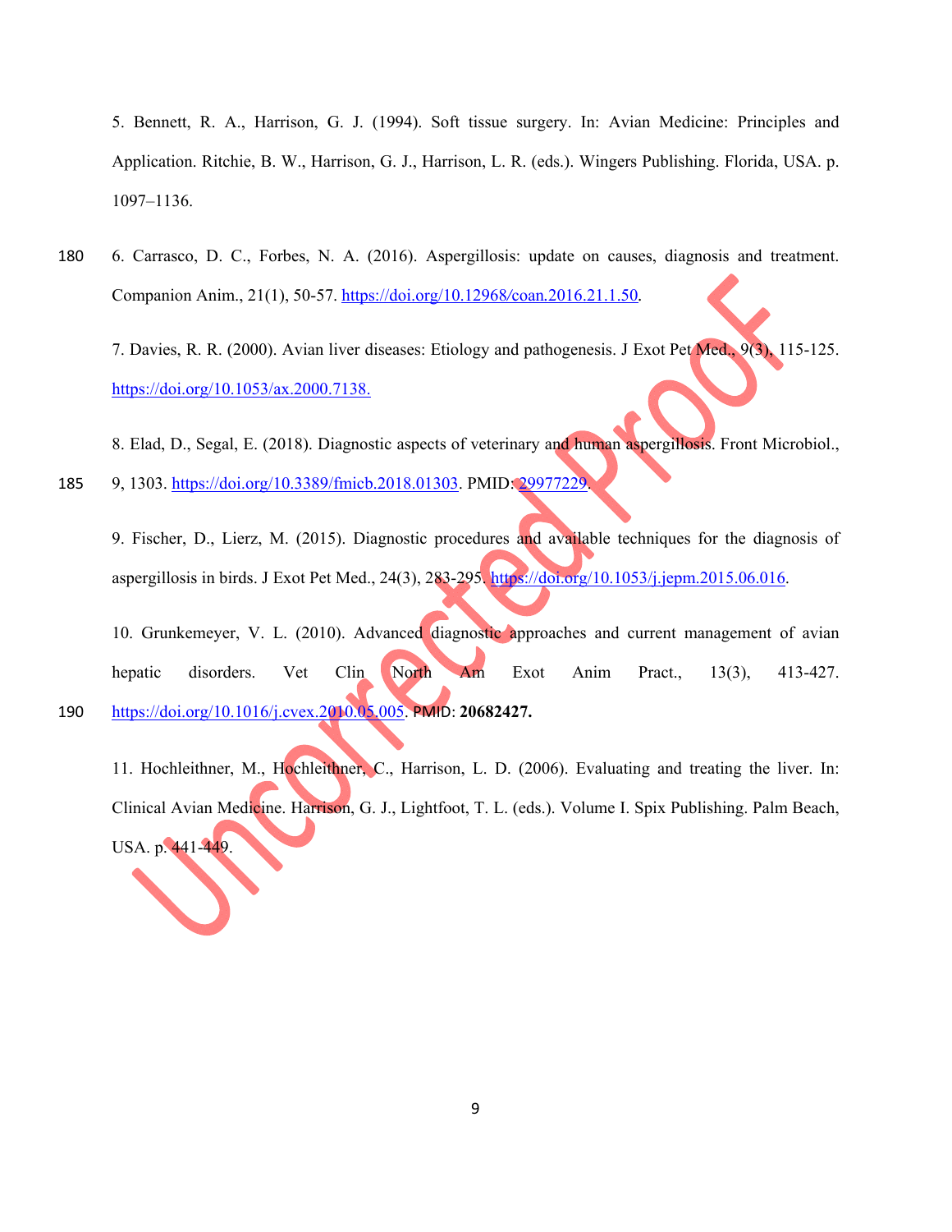5. Bennett, R. A., Harrison, G. J. (1994). Soft tissue surgery. In: Avian Medicine: Principles and Application. Ritchie, B. W., Harrison, G. J., Harrison, L. R. (eds.). Wingers Publishing. Florida, USA. p. 1097–1136.

6. Carrasco, D. C., Forbes, N. A. (2016). Aspergillosis: update on causes, diagnosis and treatment. Companion Anim., 21(1), 50-57. https://doi.org/10.12968/coan.2016.21.1.50.

7. Davies, R. R. (2000). Avian liver diseases: Etiology and pathogenesis. J Exot Pet Med., 9(3), 115-125. https://doi.org/10.1053/ax.2000.7138.

8. Elad, D., Segal, E. (2018). Diagnostic aspects of veterinary and human aspergillosis. Front Microbiol., 9, 1303. https://doi.org/10.3389/fmicb.2018.01303. PMID: 29977229.

9. Fischer, D., Lierz, M. (2015). Diagnostic procedures and available techniques for the diagnosis of aspergillosis in birds. J Exot Pet Med., 24(3), 283-295. https://doi.org/10.1053/j.jepm.2015.06.016.

10. Grunkemeyer, V. L. (2010). Advanced diagnostic approaches and current management of avian hepatic disorders. Vet Clin North Am Exot Anim Pract., 13(3), 413-427. https://doi.org/10.1016/j.cvex.2010.05.005. PMID: **20682427.**

11. Hochleithner, M., Hochleithner, C., Harrison, L. D. (2006). Evaluating and treating the liver. In: Clinical Avian Medicine. Harrison, G. J., Lightfoot, T. L. (eds.). Volume I. Spix Publishing. Palm Beach, USA. p. 441-449.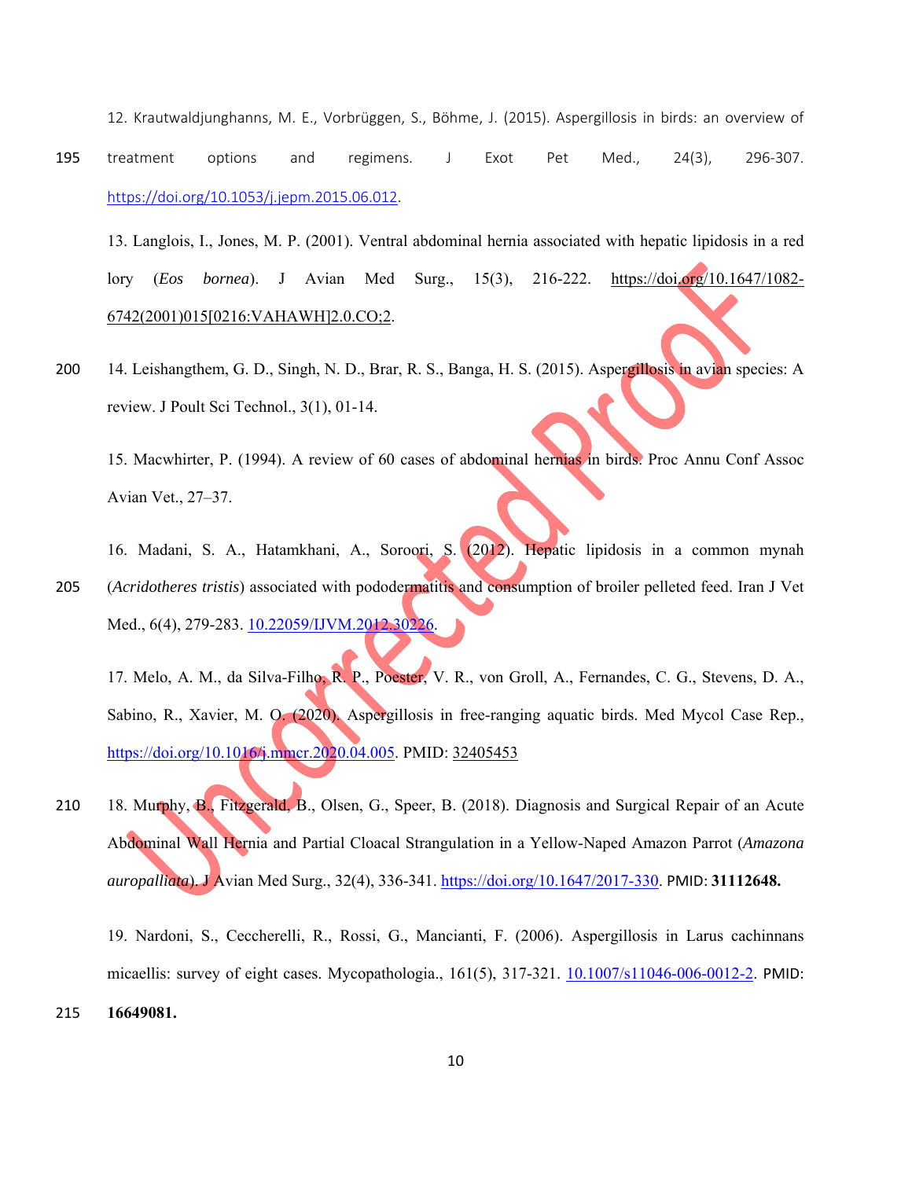12. Krautwaldjunghanns, M. E., Vorbrüggen, S., Böhme, J. (2015). Aspergillosis in birds: an overview of treatment options and regimens. J Exot Pet Med., 24(3), 296-307. https://doi.org/10.1053/j.jepm.2015.06.012.

13. Langlois, I., Jones, M. P. (2001). Ventral abdominal hernia associated with hepatic lipidosis in a red lory (*Eos bornea*). J Avian Med Surg., 15(3), 216-222. https://doi.org/10.1647/1082-6742(2001)015[0216:VAHAWH]2.0.CO;2.

14. Leishangthem, G. D., Singh, N. D., Brar, R. S., Banga, H. S. (2015). Aspergillosis in avian species: A review. J Poult Sci Technol., 3(1), 01-14.

15. Macwhirter, P. (1994). A review of 60 cases of abdominal hernias in birds. Proc Annu Conf Assoc Avian Vet., 27–37.

16. Madani, S. A., Hatamkhani, A., Soroori, S. (2012). Hepatic lipidosis in a common mynah (*Acridotheres tristis*) associated with pododermatitis and consumption of broiler pelleted feed. Iran J Vet Med., 6(4), 279-283. 10.22059/IJVM.2012.30226.

17. Melo, A. M., da Silva-Filho, R. P., Poester, V. R., von Groll, A., Fernandes, C. G., Stevens, D. A., Sabino, R., Xavier, M. O. (2020). Aspergillosis in free-ranging aquatic birds. Med Mycol Case Rep., https://doi.org/10.1016/j.mmcr.2020.04.005. PMID: 32405453

18. Murphy, B., Fitzgerald, B., Olsen, G., Speer, B. (2018). Diagnosis and Surgical Repair of an Acute Abdominal Wall Hernia and Partial Cloacal Strangulation in a Yellow-Naped Amazon Parrot (*Amazona auropalliata*). J Avian Med Surg., 32(4), 336-341. https://doi.org/10.1647/2017-330. PMID: **31112648.**

19. Nardoni, S., Ceccherelli, R., Rossi, G., Mancianti, F. (2006). Aspergillosis in Larus cachinnans micaellis: survey of eight cases. Mycopathologia., 161(5), 317-321. 10.1007/s11046-006-0012-2. PMID: **16649081.**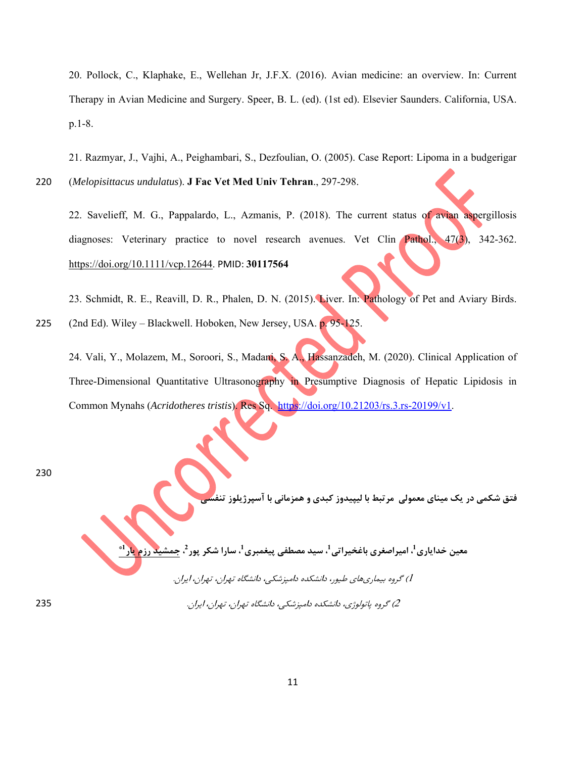20. Pollock, C., Klaphake, E., Wellehan Jr, J.F.X. (2016). Avian medicine: an overview. In: Current Therapy in Avian Medicine and Surgery. Speer, B. L. (ed). (1st ed). Elsevier Saunders. California, USA. p.1-8.

21. Razmyar, J., Vajhi, A., Peighambari, S., Dezfoulian, O. (2005). Case Report: Lipoma in a budgerigar (*Melopisittacus undulatus*). **J Fac Vet Med Univ Tehran**., 297-298.

22. Savelieff, M. G., Pappalardo, L., Azmanis, P. (2018). The current status of avian aspergillosis diagnoses: Veterinary practice to novel research avenues. Vet Clin Pathol., 47(3), 342-362. https://doi.org/10.1111/vcp.12644. PMID: **30117564**

23. Schmidt, R. E., Reavill, D. R., Phalen, D. N. (2015). Liver. In: Pathology of Pet and Aviary Birds. (2nd Ed). Wiley – Blackwell. Hoboken, New Jersey, USA. p. 95-125.

24. Vali, Y., Molazem, M., Soroori, S., Madani, S. A., Hassanzadeh, M. (2020). Clinical Application of Three-Dimensional Quantitative Ultrasonography in Presumptive Diagnosis of Hepatic Lipidosis in Common Mynahs (*Acridotheres tristis*). Res Sq. https://doi.org/10.21203/rs.3.rs-20199/v1.

**فتق شکمی در یک مینای معمولی مرتبط با لیپیدوز کبدی و همزمانی با آسپرژیلوز تنفسی**

**معین خدایاری[1]، امیراصغری باغخیراتی[1]، سید مصطفی پیغمبری[1]، سارا شکر پور[2]، جمشید رزم یار[1*]**

*1) گروه بیماری‌های طیور، دانشکده دامپزشکی، دانشگاه تهران، تهران، ایران.*

*2) گروه پاتولوژی، دانشکده دامپزشکی، دانشگاه تهران، تهران، ایران.*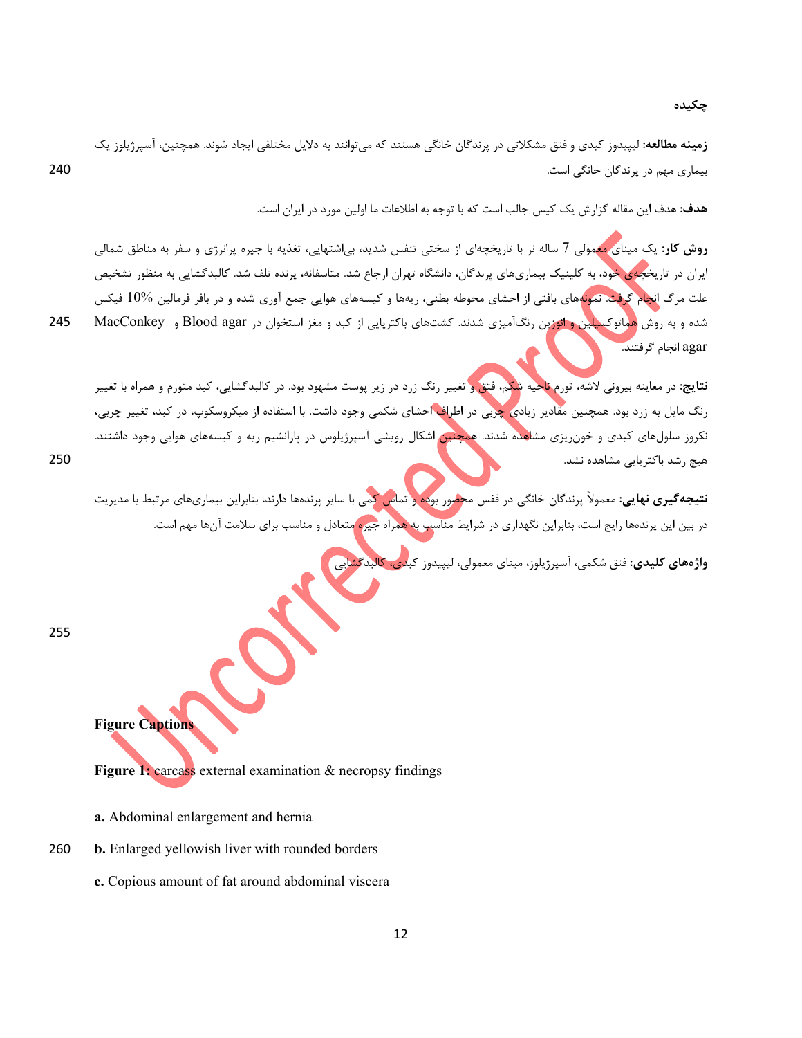## چکیده

**زمینه مطالعه:** لیپیدوز کبدی و فتق مشکلاتی در پرندگان خانگی هستند که می‌توانند به دلایل مختلفی ایجاد شوند. همچنین، آسپرژیلوز یک بیماری مهم در پرندگان خانگی است.

**هدف:** هدف این مقاله گزارش یک کیس جالب است که با توجه به اطلاعات ما اولین مورد در ایران است.

**روش کار:** یک مینای معمولی 7 ساله نر با تاریخچه‌ای از سختی تنفس شدید، بی‌اشتهایی، تغذیه با جیره پرانرژی و سفر به مناطق شمالی ایران در تاریخچه‌ی خود، به کلینیک بیماری‌های پرندگان، دانشگاه تهران ارجاع شد. متاسفانه، پرنده تلف شد. کالبدگشایی به منظور تشخیص علت مرگ انجام گرفت. نمونه‌های بافتی از احشای محوطه بطنی، ریه‌ها و کیسه‌های هوایی جمع آوری شده و در بافر فرمالین 10% فیکس شده و به روش هماتوکسیلین و ائوزین رنگ‌آمیزی شدند. کشت‌های باکتریایی از کبد و مغز استخوان در Blood agar و MacConkey agar انجام گرفتند.

**نتایج:** در معاینه بیرونی لاشه، تورم ناحیه شکم، فتق و تغییر رنگ زرد در زیر پوست مشهود بود. در کالبدگشایی، کبد متورم و همراه با تغییر رنگ مایل به زرد بود. همچنین مقادیر زیادی چربی در اطراف احشای شکمی وجود داشت. با استفاده از میکروسکوپ، در کبد، تغییر چربی، نکروز سلول‌های کبدی و خون‌ریزی مشاهده شدند. همچنین اشکال رویشی آسپرژیلوس در پارانشیم ریه و کیسه‌های هوایی وجود داشتند. هیچ رشد باکتریایی مشاهده نشد.

**نتیجه‌گیری نهایی:** معمولاً پرندگان خانگی در قفس محصور بوده و تماس کمی با سایر پرنده‌ها دارند، بنابراین بیماری‌های مرتبط با مدیریت در بین این پرنده‌ها رایج است، بنابراین نگهداری در شرایط مناسب به همراه جیره متعادل و مناسب برای سلامت آن‌ها مهم است.

**واژه‌های کلیدی:** فتق شکمی، آسپرژیلوز، مینای معمولی، لیپیدوز کبدی، کالبدگشایی

**Figure Captions**

**Figure 1:** carcass external examination & necropsy findings

**a.** Abdominal enlargement and hernia

**b.** Enlarged yellowish liver with rounded borders

**c.** Copious amount of fat around abdominal viscera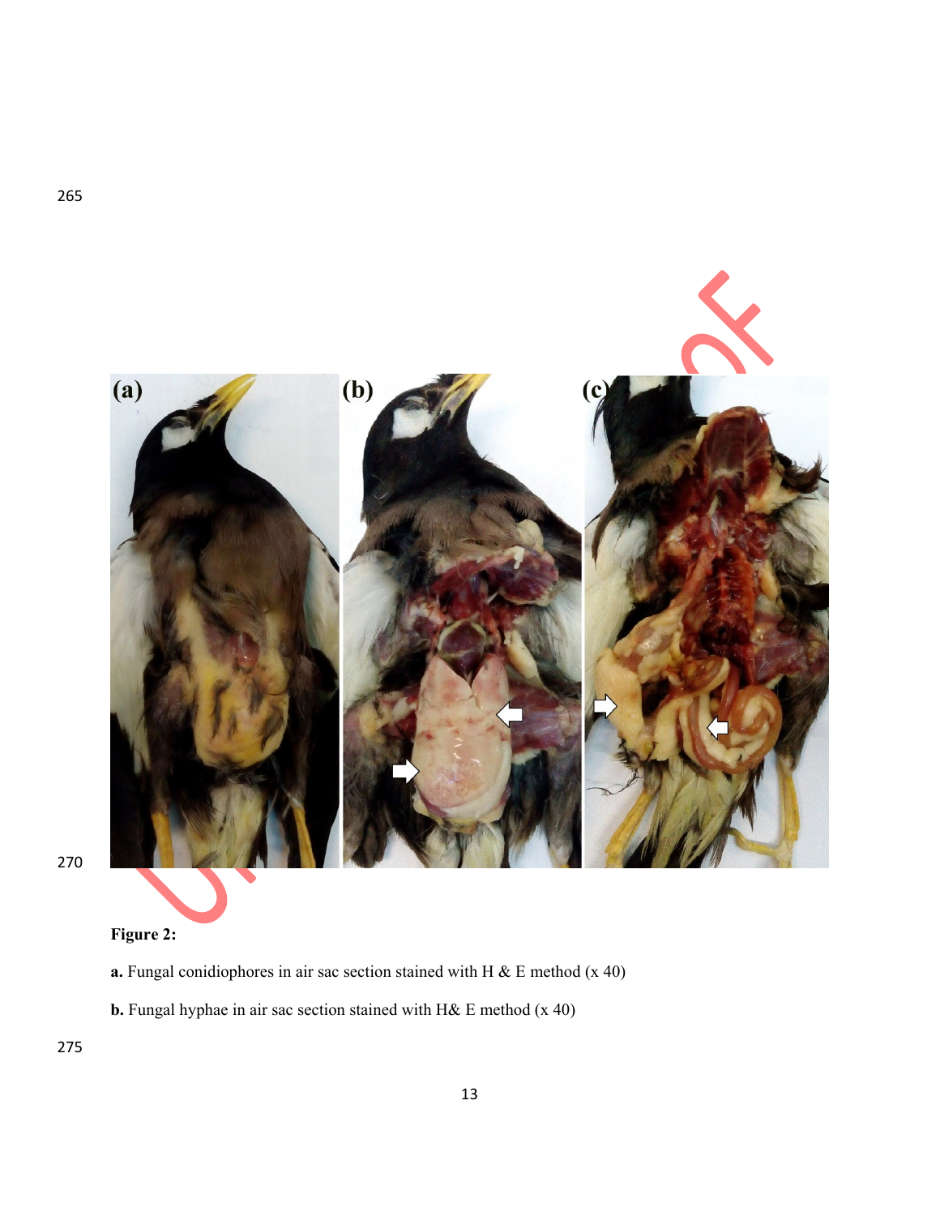**Figure 2:**

**a.** Fungal conidiophores in air sac section stained with H & E method (x 40)

**b.** Fungal hyphae in air sac section stained with H& E method (x 40)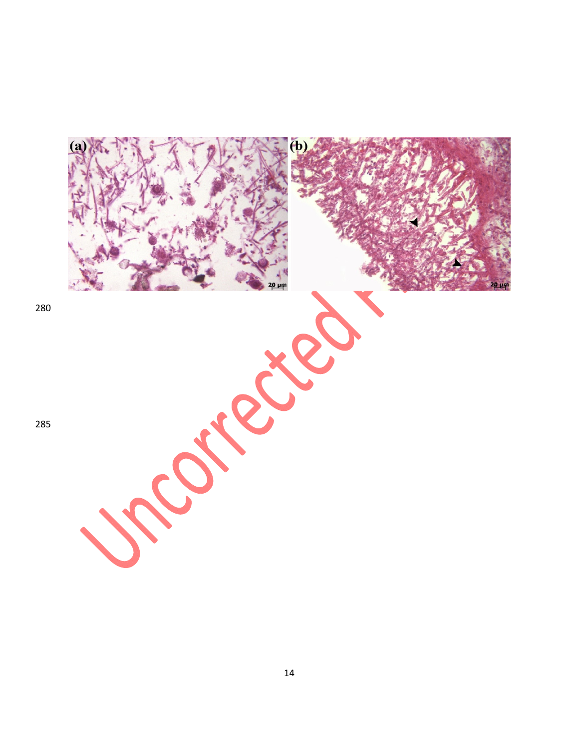(a)

20 µm

(b)

20 µm